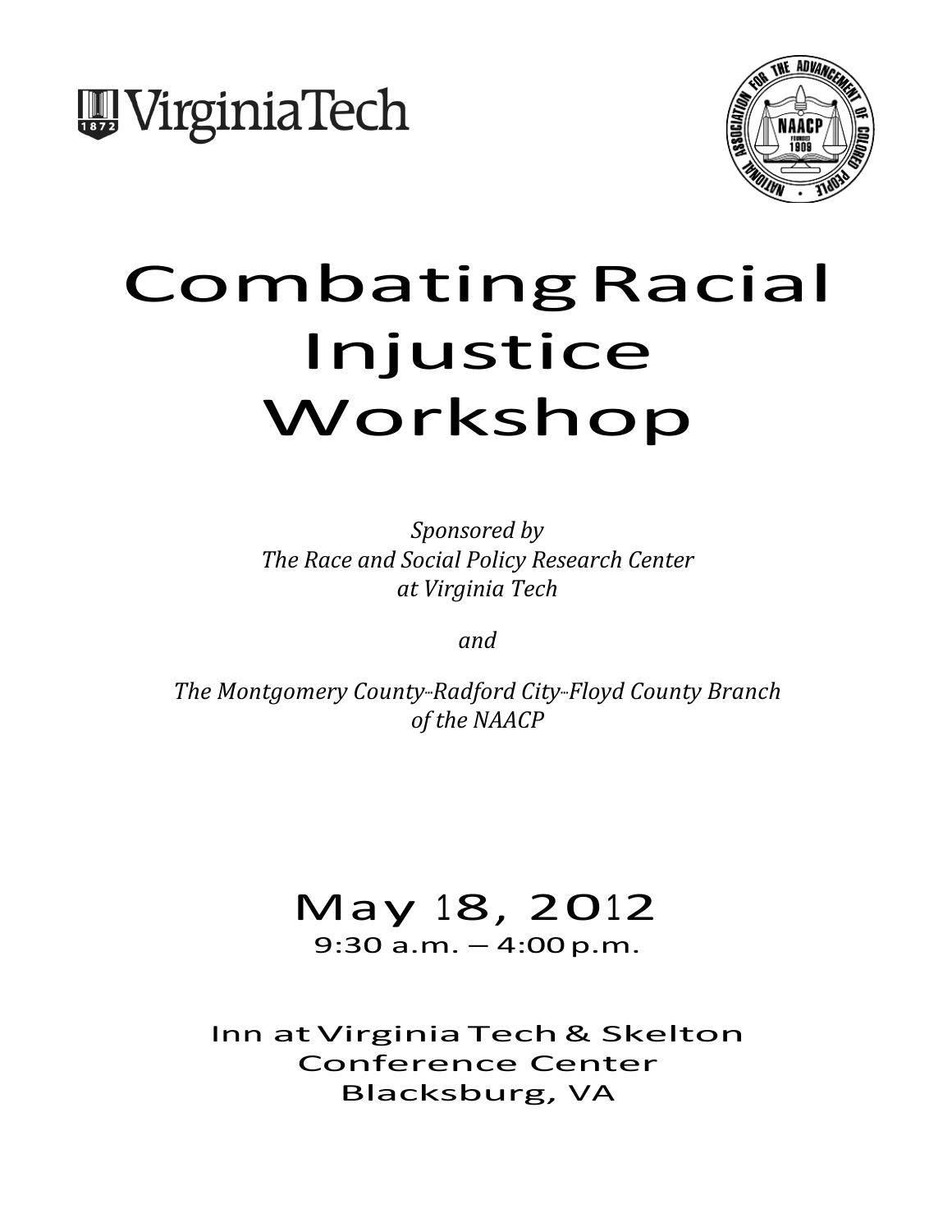# Combating Racial Injustice Workshop

*Sponsored by*
*The Race and Social Policy Research Center*
*at Virginia Tech*

*and*

*The Montgomery County--Radford City--Floyd County Branch*
*of the NAACP*

## May 18, 2012

9:30 a.m. – 4:00 p.m.

Inn at Virginia Tech & Skelton
Conference Center
Blacksburg, VA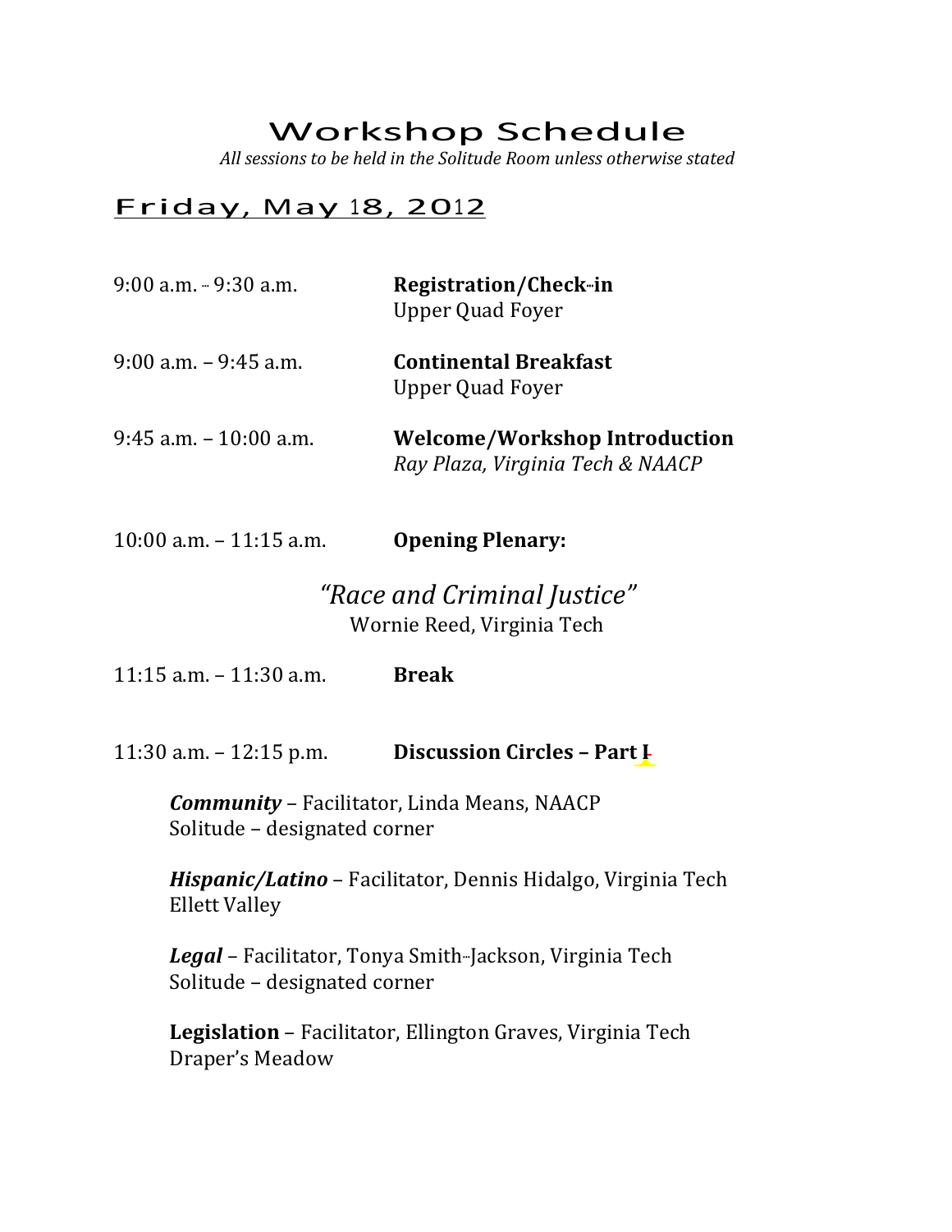# Workshop Schedule

*All sessions to be held in the Solitude Room unless otherwise stated*

## Friday, May 18, 2012

9:00 a.m. - 9:30 a.m. **Registration/Check-in**
Upper Quad Foyer

9:00 a.m. – 9:45 a.m. **Continental Breakfast**
Upper Quad Foyer

9:45 a.m. – 10:00 a.m. **Welcome/Workshop Introduction**
*Ray Plaza, Virginia Tech & NAACP*

10:00 a.m. – 11:15 a.m. **Opening Plenary:**

*"Race and Criminal Justice"*
Wornie Reed, Virginia Tech

11:15 a.m. – 11:30 a.m. **Break**

11:30 a.m. – 12:15 p.m. **Discussion Circles – Part I**

***Community*** – Facilitator, Linda Means, NAACP
Solitude – designated corner

***Hispanic/Latino*** – Facilitator, Dennis Hidalgo, Virginia Tech
Ellett Valley

***Legal*** – Facilitator, Tonya Smith-Jackson, Virginia Tech
Solitude – designated corner

**Legislation** – Facilitator, Ellington Graves, Virginia Tech
Draper's Meadow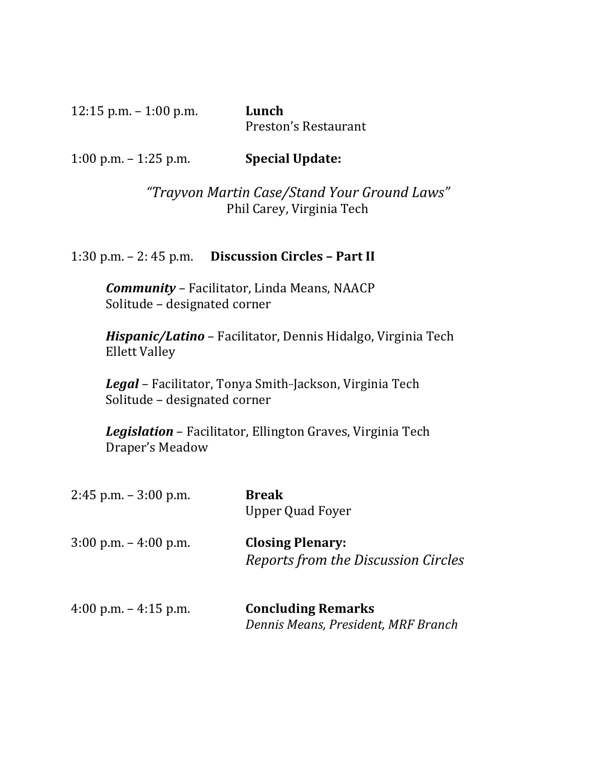12:15 p.m. – 1:00 p.m. **Lunch**
Preston's Restaurant

1:00 p.m. – 1:25 p.m. **Special Update:**

*"Trayvon Martin Case/Stand Your Ground Laws"*
Phil Carey, Virginia Tech

1:30 p.m. – 2: 45 p.m. **Discussion Circles – Part II**

***Community*** – Facilitator, Linda Means, NAACP
Solitude – designated corner

***Hispanic/Latino*** – Facilitator, Dennis Hidalgo, Virginia Tech
Ellett Valley

***Legal*** – Facilitator, Tonya Smith-Jackson, Virginia Tech
Solitude – designated corner

***Legislation*** – Facilitator, Ellington Graves, Virginia Tech
Draper's Meadow

2:45 p.m. – 3:00 p.m. **Break**
Upper Quad Foyer

3:00 p.m. – 4:00 p.m. **Closing Plenary:**
*Reports from the Discussion Circles*

4:00 p.m. – 4:15 p.m. **Concluding Remarks**
*Dennis Means, President, MRF Branch*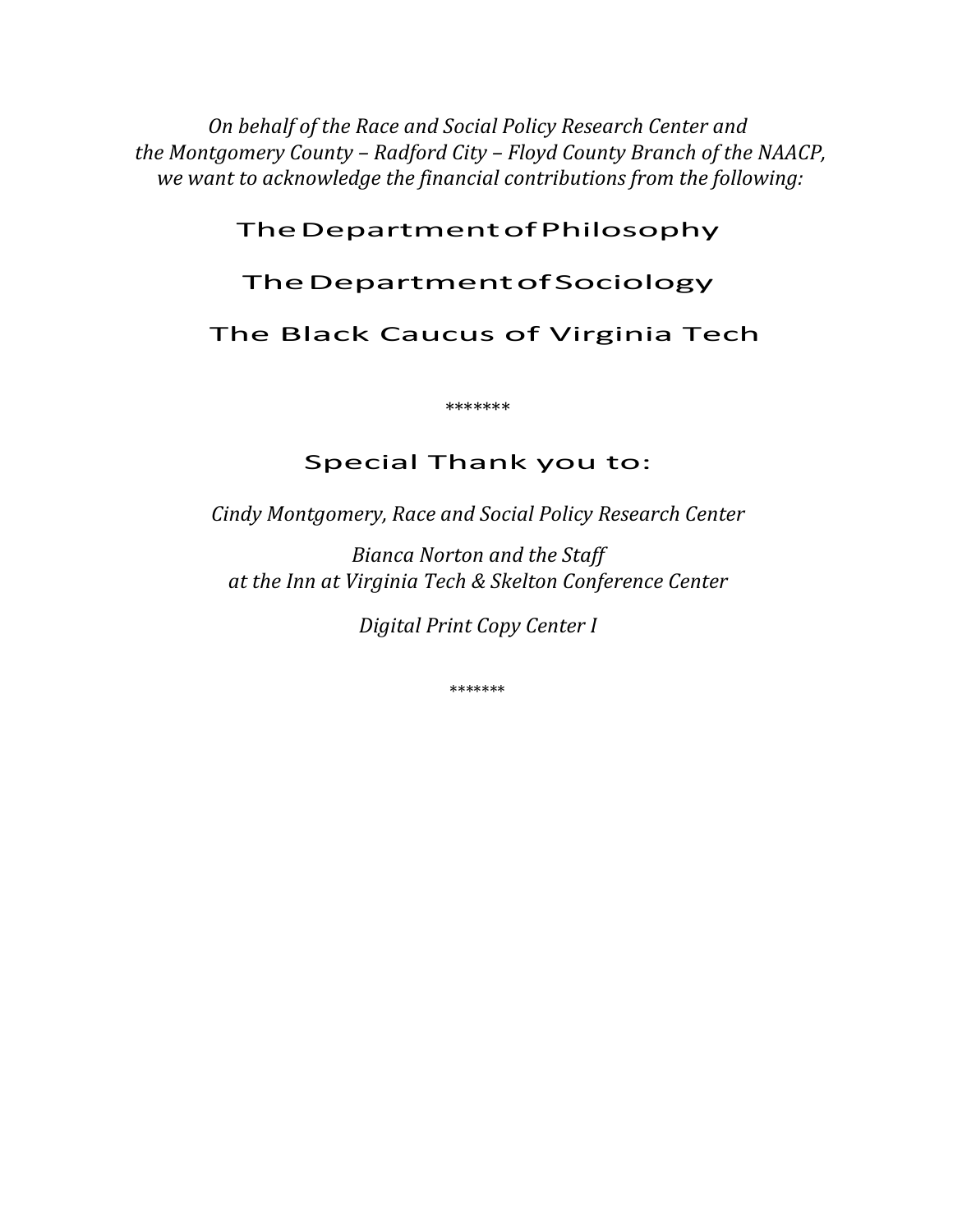*On behalf of the Race and Social Policy Research Center and the Montgomery County – Radford City – Floyd County Branch of the NAACP, we want to acknowledge the financial contributions from the following:*

The Department of Philosophy

The Department of Sociology

The Black Caucus of Virginia Tech

*******

## Special Thank you to:

*Cindy Montgomery, Race and Social Policy Research Center*

*Bianca Norton and the Staff at the Inn at Virginia Tech & Skelton Conference Center*

*Digital Print Copy Center I*

*******